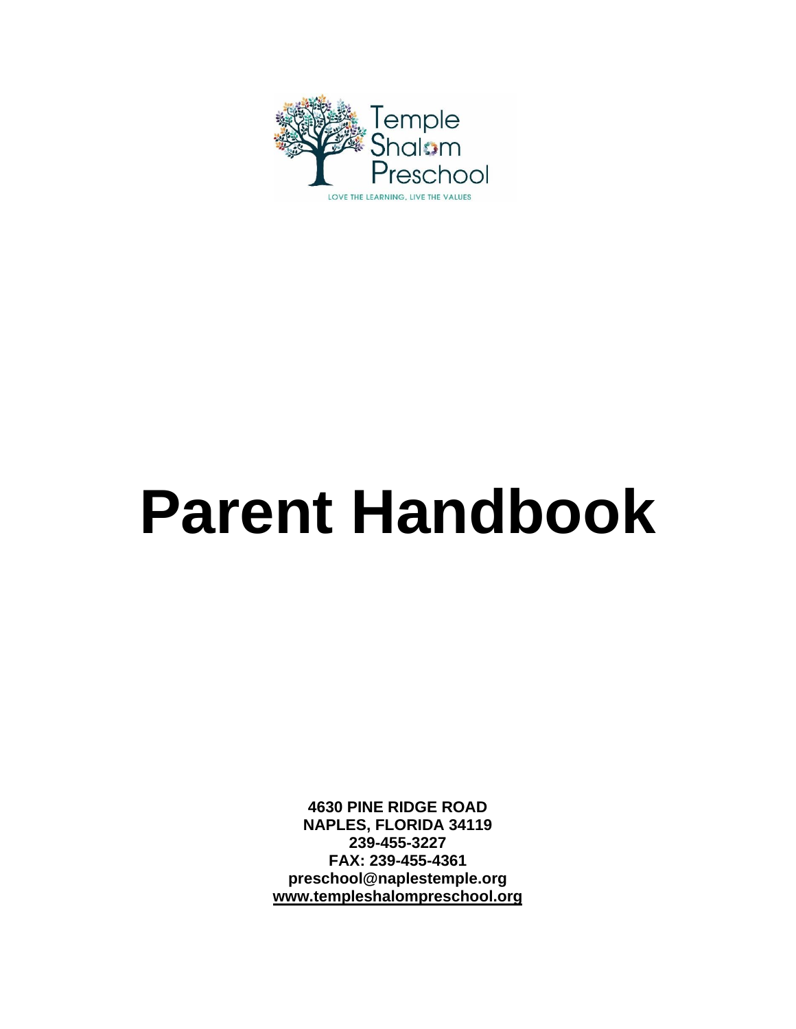Temple Shalom Preschool

LOVE THE LEARNING, LIVE THE VALUES

# Parent Handbook

**4630 PINE RIDGE ROAD**
**NAPLES, FLORIDA 34119**
**239-455-3227**
**FAX: 239-455-4361**
**preschool@naplestemple.org**
**www.templeshalompreschool.org**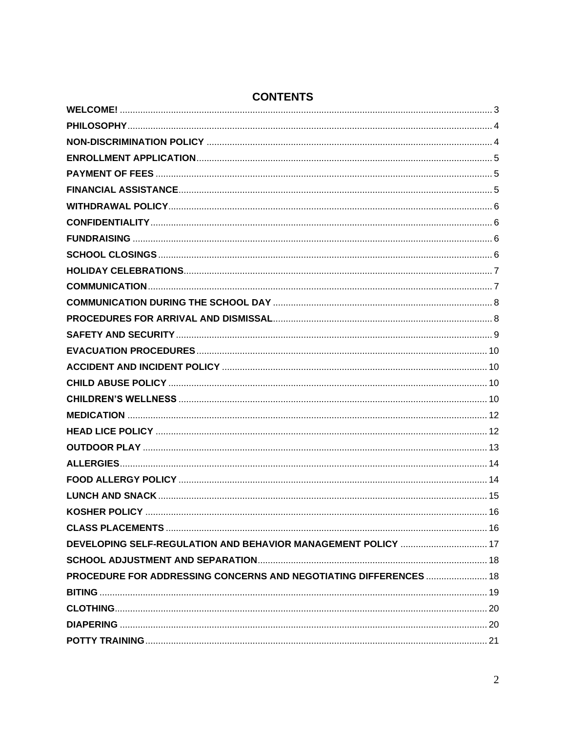# CONTENTS

| | |
|---|---|
| **WELCOME!** | 3 |
| **PHILOSOPHY** | 4 |
| **NON-DISCRIMINATION POLICY** | 4 |
| **ENROLLMENT APPLICATION** | 5 |
| **PAYMENT OF FEES** | 5 |
| **FINANCIAL ASSISTANCE** | 5 |
| **WITHDRAWAL POLICY** | 6 |
| **CONFIDENTIALITY** | 6 |
| **FUNDRAISING** | 6 |
| **SCHOOL CLOSINGS** | 6 |
| **HOLIDAY CELEBRATIONS** | 7 |
| **COMMUNICATION** | 7 |
| **COMMUNICATION DURING THE SCHOOL DAY** | 8 |
| **PROCEDURES FOR ARRIVAL AND DISMISSAL** | 8 |
| **SAFETY AND SECURITY** | 9 |
| **EVACUATION PROCEDURES** | 10 |
| **ACCIDENT AND INCIDENT POLICY** | 10 |
| **CHILD ABUSE POLICY** | 10 |
| **CHILDREN'S WELLNESS** | 10 |
| **MEDICATION** | 12 |
| **HEAD LICE POLICY** | 12 |
| **OUTDOOR PLAY** | 13 |
| **ALLERGIES** | 14 |
| **FOOD ALLERGY POLICY** | 14 |
| **LUNCH AND SNACK** | 15 |
| **KOSHER POLICY** | 16 |
| **CLASS PLACEMENTS** | 16 |
| **DEVELOPING SELF-REGULATION AND BEHAVIOR MANAGEMENT POLICY** | 17 |
| **SCHOOL ADJUSTMENT AND SEPARATION** | 18 |
| **PROCEDURE FOR ADDRESSING CONCERNS AND NEGOTIATING DIFFERENCES** | 18 |
| **BITING** | 19 |
| **CLOTHING** | 20 |
| **DIAPERING** | 20 |
| **POTTY TRAINING** | 21 |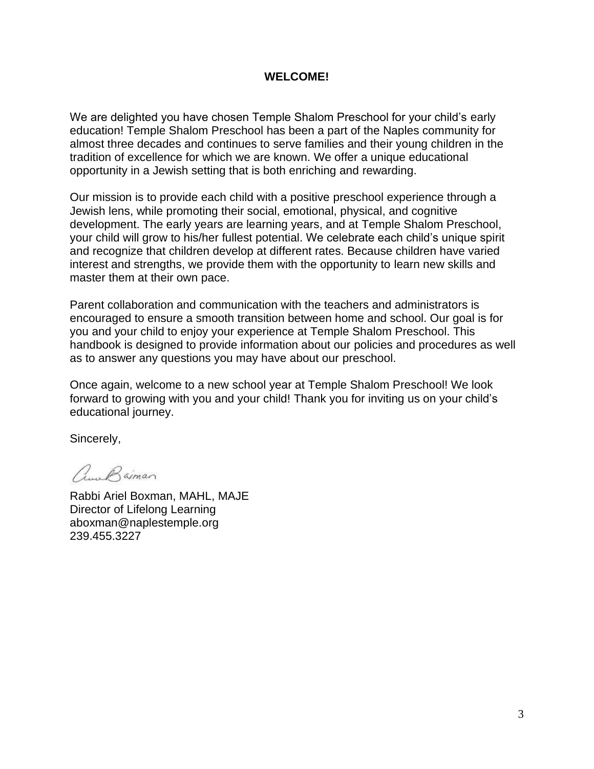# WELCOME!

We are delighted you have chosen Temple Shalom Preschool for your child's early education! Temple Shalom Preschool has been a part of the Naples community for almost three decades and continues to serve families and their young children in the tradition of excellence for which we are known. We offer a unique educational opportunity in a Jewish setting that is both enriching and rewarding.

Our mission is to provide each child with a positive preschool experience through a Jewish lens, while promoting their social, emotional, physical, and cognitive development. The early years are learning years, and at Temple Shalom Preschool, your child will grow to his/her fullest potential. We celebrate each child's unique spirit and recognize that children develop at different rates. Because children have varied interest and strengths, we provide them with the opportunity to learn new skills and master them at their own pace.

Parent collaboration and communication with the teachers and administrators is encouraged to ensure a smooth transition between home and school. Our goal is for you and your child to enjoy your experience at Temple Shalom Preschool. This handbook is designed to provide information about our policies and procedures as well as to answer any questions you may have about our preschool.

Once again, welcome to a new school year at Temple Shalom Preschool! We look forward to growing with you and your child! Thank you for inviting us on your child's educational journey.

Sincerely,

Rabbi Ariel Boxman, MAHL, MAJE
Director of Lifelong Learning
aboxman@naplestemple.org
239.455.3227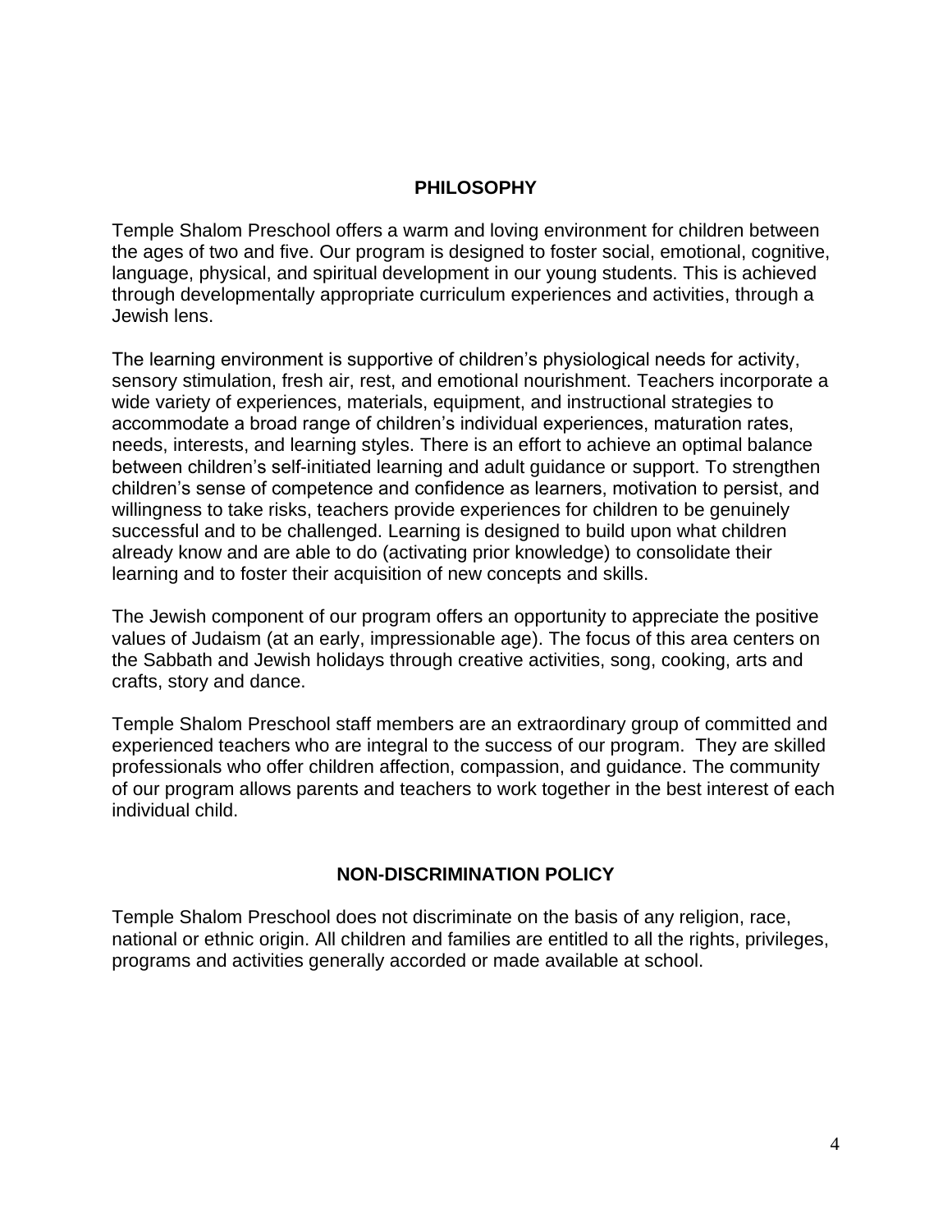## PHILOSOPHY

Temple Shalom Preschool offers a warm and loving environment for children between the ages of two and five. Our program is designed to foster social, emotional, cognitive, language, physical, and spiritual development in our young students. This is achieved through developmentally appropriate curriculum experiences and activities, through a Jewish lens.

The learning environment is supportive of children's physiological needs for activity, sensory stimulation, fresh air, rest, and emotional nourishment. Teachers incorporate a wide variety of experiences, materials, equipment, and instructional strategies to accommodate a broad range of children's individual experiences, maturation rates, needs, interests, and learning styles. There is an effort to achieve an optimal balance between children's self-initiated learning and adult guidance or support. To strengthen children's sense of competence and confidence as learners, motivation to persist, and willingness to take risks, teachers provide experiences for children to be genuinely successful and to be challenged. Learning is designed to build upon what children already know and are able to do (activating prior knowledge) to consolidate their learning and to foster their acquisition of new concepts and skills.

The Jewish component of our program offers an opportunity to appreciate the positive values of Judaism (at an early, impressionable age). The focus of this area centers on the Sabbath and Jewish holidays through creative activities, song, cooking, arts and crafts, story and dance.

Temple Shalom Preschool staff members are an extraordinary group of committed and experienced teachers who are integral to the success of our program. They are skilled professionals who offer children affection, compassion, and guidance. The community of our program allows parents and teachers to work together in the best interest of each individual child.

## NON-DISCRIMINATION POLICY

Temple Shalom Preschool does not discriminate on the basis of any religion, race, national or ethnic origin. All children and families are entitled to all the rights, privileges, programs and activities generally accorded or made available at school.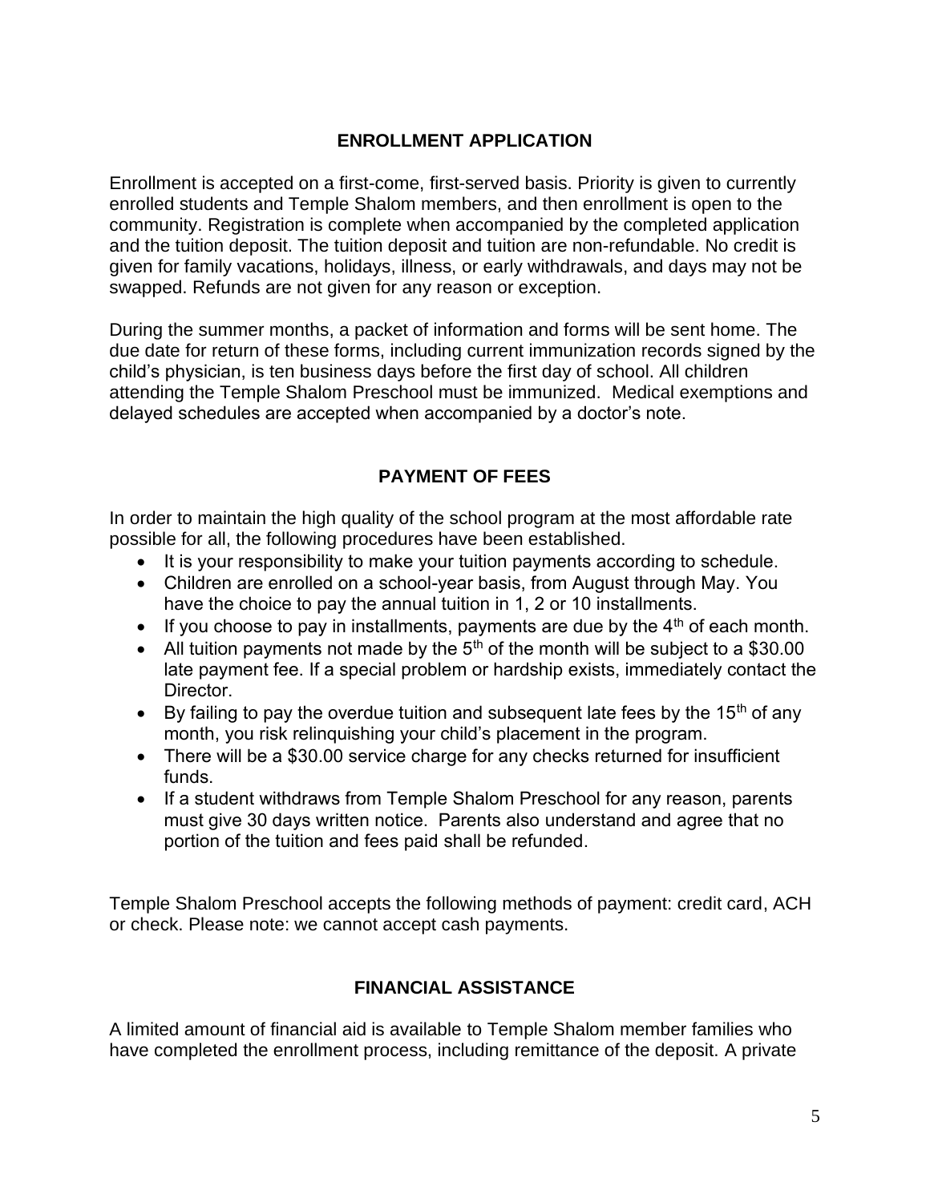## ENROLLMENT APPLICATION

Enrollment is accepted on a first-come, first-served basis. Priority is given to currently enrolled students and Temple Shalom members, and then enrollment is open to the community. Registration is complete when accompanied by the completed application and the tuition deposit. The tuition deposit and tuition are non-refundable. No credit is given for family vacations, holidays, illness, or early withdrawals, and days may not be swapped. Refunds are not given for any reason or exception.

During the summer months, a packet of information and forms will be sent home. The due date for return of these forms, including current immunization records signed by the child's physician, is ten business days before the first day of school. All children attending the Temple Shalom Preschool must be immunized. Medical exemptions and delayed schedules are accepted when accompanied by a doctor's note.

## PAYMENT OF FEES

In order to maintain the high quality of the school program at the most affordable rate possible for all, the following procedures have been established.

- It is your responsibility to make your tuition payments according to schedule.
- Children are enrolled on a school-year basis, from August through May. You have the choice to pay the annual tuition in 1, 2 or 10 installments.
- If you choose to pay in installments, payments are due by the 4th of each month.
- All tuition payments not made by the 5th of the month will be subject to a $30.00 late payment fee. If a special problem or hardship exists, immediately contact the Director.
- By failing to pay the overdue tuition and subsequent late fees by the 15th of any month, you risk relinquishing your child's placement in the program.
- There will be a $30.00 service charge for any checks returned for insufficient funds.
- If a student withdraws from Temple Shalom Preschool for any reason, parents must give 30 days written notice. Parents also understand and agree that no portion of the tuition and fees paid shall be refunded.

Temple Shalom Preschool accepts the following methods of payment: credit card, ACH or check. Please note: we cannot accept cash payments.

## FINANCIAL ASSISTANCE

A limited amount of financial aid is available to Temple Shalom member families who have completed the enrollment process, including remittance of the deposit. A private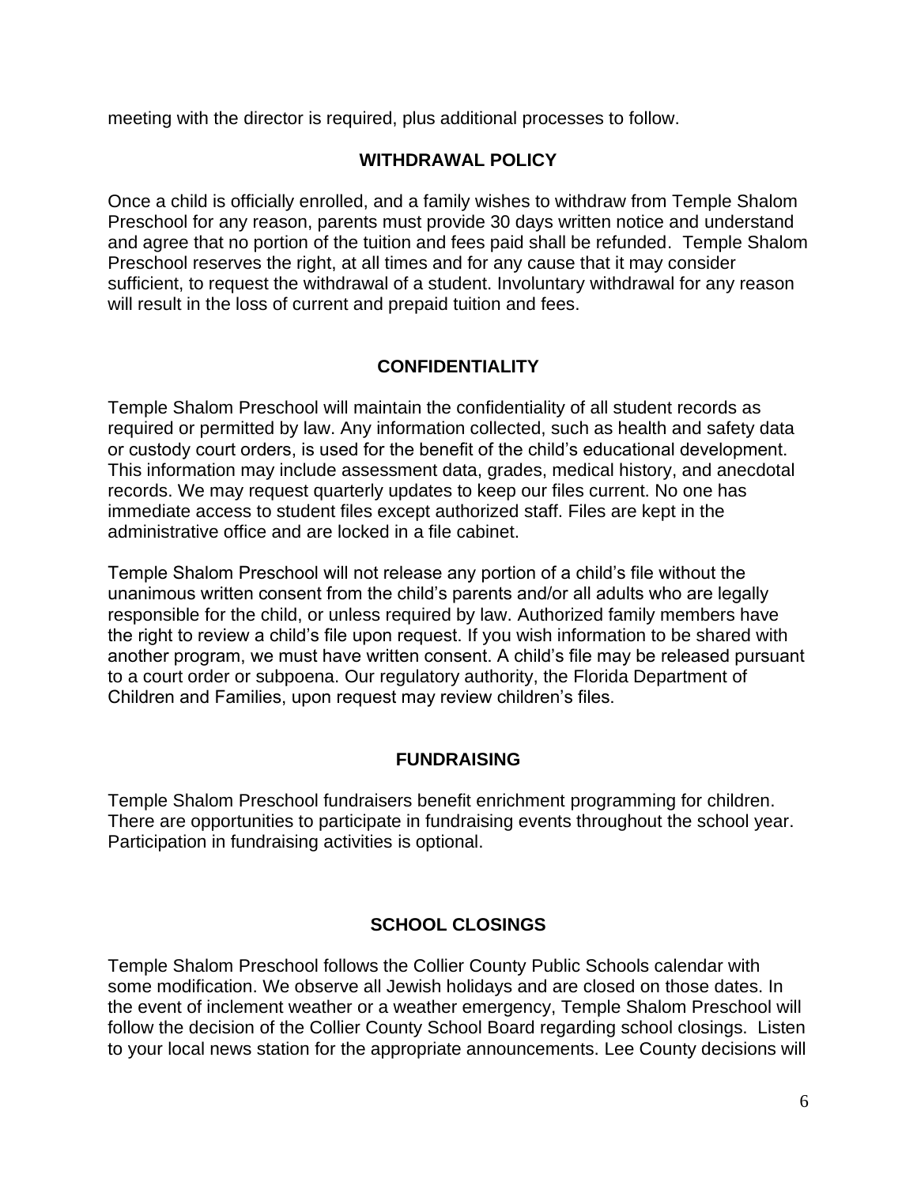meeting with the director is required, plus additional processes to follow.

## WITHDRAWAL POLICY

Once a child is officially enrolled, and a family wishes to withdraw from Temple Shalom Preschool for any reason, parents must provide 30 days written notice and understand and agree that no portion of the tuition and fees paid shall be refunded. Temple Shalom Preschool reserves the right, at all times and for any cause that it may consider sufficient, to request the withdrawal of a student. Involuntary withdrawal for any reason will result in the loss of current and prepaid tuition and fees.

## CONFIDENTIALITY

Temple Shalom Preschool will maintain the confidentiality of all student records as required or permitted by law. Any information collected, such as health and safety data or custody court orders, is used for the benefit of the child's educational development. This information may include assessment data, grades, medical history, and anecdotal records. We may request quarterly updates to keep our files current. No one has immediate access to student files except authorized staff. Files are kept in the administrative office and are locked in a file cabinet.

Temple Shalom Preschool will not release any portion of a child's file without the unanimous written consent from the child's parents and/or all adults who are legally responsible for the child, or unless required by law. Authorized family members have the right to review a child's file upon request. If you wish information to be shared with another program, we must have written consent. A child's file may be released pursuant to a court order or subpoena. Our regulatory authority, the Florida Department of Children and Families, upon request may review children's files.

## FUNDRAISING

Temple Shalom Preschool fundraisers benefit enrichment programming for children. There are opportunities to participate in fundraising events throughout the school year. Participation in fundraising activities is optional.

## SCHOOL CLOSINGS

Temple Shalom Preschool follows the Collier County Public Schools calendar with some modification. We observe all Jewish holidays and are closed on those dates. In the event of inclement weather or a weather emergency, Temple Shalom Preschool will follow the decision of the Collier County School Board regarding school closings. Listen to your local news station for the appropriate announcements. Lee County decisions will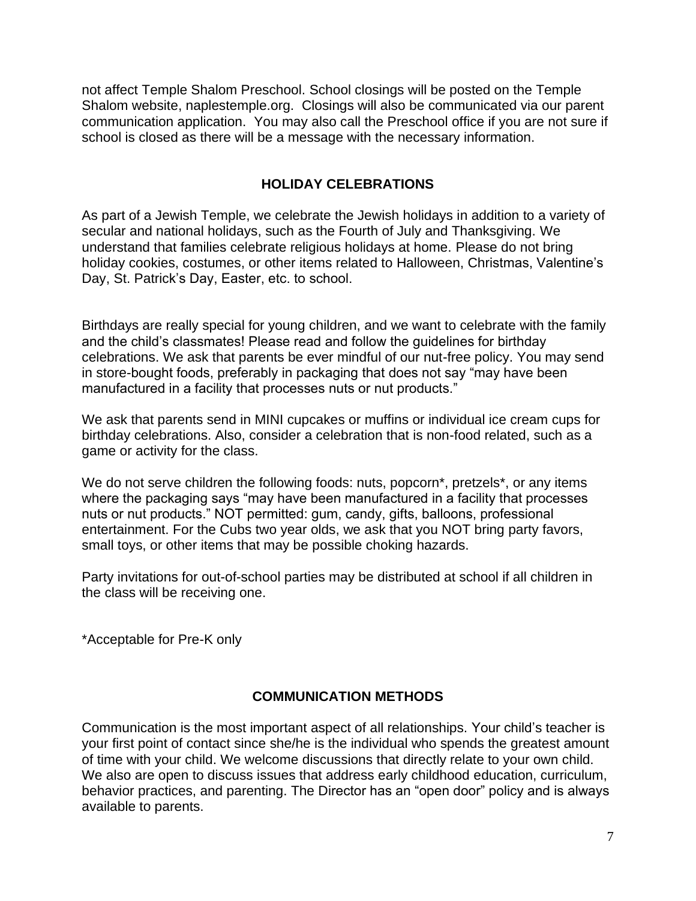not affect Temple Shalom Preschool. School closings will be posted on the Temple Shalom website, naplestemple.org. Closings will also be communicated via our parent communication application. You may also call the Preschool office if you are not sure if school is closed as there will be a message with the necessary information.

## HOLIDAY CELEBRATIONS

As part of a Jewish Temple, we celebrate the Jewish holidays in addition to a variety of secular and national holidays, such as the Fourth of July and Thanksgiving. We understand that families celebrate religious holidays at home. Please do not bring holiday cookies, costumes, or other items related to Halloween, Christmas, Valentine's Day, St. Patrick's Day, Easter, etc. to school.

Birthdays are really special for young children, and we want to celebrate with the family and the child's classmates! Please read and follow the guidelines for birthday celebrations. We ask that parents be ever mindful of our nut-free policy. You may send in store-bought foods, preferably in packaging that does not say "may have been manufactured in a facility that processes nuts or nut products."

We ask that parents send in MINI cupcakes or muffins or individual ice cream cups for birthday celebrations. Also, consider a celebration that is non-food related, such as a game or activity for the class.

We do not serve children the following foods: nuts, popcorn*, pretzels*, or any items where the packaging says "may have been manufactured in a facility that processes nuts or nut products." NOT permitted: gum, candy, gifts, balloons, professional entertainment. For the Cubs two year olds, we ask that you NOT bring party favors, small toys, or other items that may be possible choking hazards.

Party invitations for out-of-school parties may be distributed at school if all children in the class will be receiving one.

*Acceptable for Pre-K only

## COMMUNICATION METHODS

Communication is the most important aspect of all relationships. Your child's teacher is your first point of contact since she/he is the individual who spends the greatest amount of time with your child. We welcome discussions that directly relate to your own child. We also are open to discuss issues that address early childhood education, curriculum, behavior practices, and parenting. The Director has an "open door" policy and is always available to parents.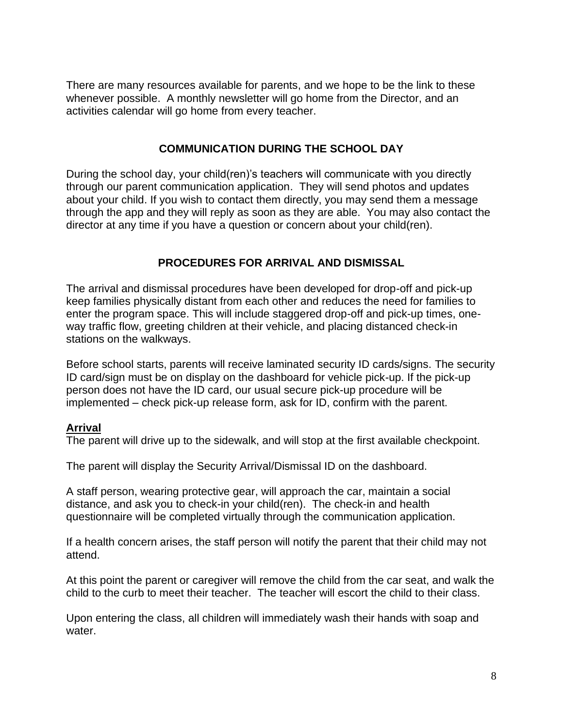There are many resources available for parents, and we hope to be the link to these whenever possible. A monthly newsletter will go home from the Director, and an activities calendar will go home from every teacher.

## COMMUNICATION DURING THE SCHOOL DAY

During the school day, your child(ren)'s teachers will communicate with you directly through our parent communication application. They will send photos and updates about your child. If you wish to contact them directly, you may send them a message through the app and they will reply as soon as they are able. You may also contact the director at any time if you have a question or concern about your child(ren).

## PROCEDURES FOR ARRIVAL AND DISMISSAL

The arrival and dismissal procedures have been developed for drop-off and pick-up keep families physically distant from each other and reduces the need for families to enter the program space. This will include staggered drop-off and pick-up times, one-way traffic flow, greeting children at their vehicle, and placing distanced check-in stations on the walkways.

Before school starts, parents will receive laminated security ID cards/signs. The security ID card/sign must be on display on the dashboard for vehicle pick-up. If the pick-up person does not have the ID card, our usual secure pick-up procedure will be implemented – check pick-up release form, ask for ID, confirm with the parent.

### Arrival

The parent will drive up to the sidewalk, and will stop at the first available checkpoint.

The parent will display the Security Arrival/Dismissal ID on the dashboard.

A staff person, wearing protective gear, will approach the car, maintain a social distance, and ask you to check-in your child(ren). The check-in and health questionnaire will be completed virtually through the communication application.

If a health concern arises, the staff person will notify the parent that their child may not attend.

At this point the parent or caregiver will remove the child from the car seat, and walk the child to the curb to meet their teacher. The teacher will escort the child to their class.

Upon entering the class, all children will immediately wash their hands with soap and water.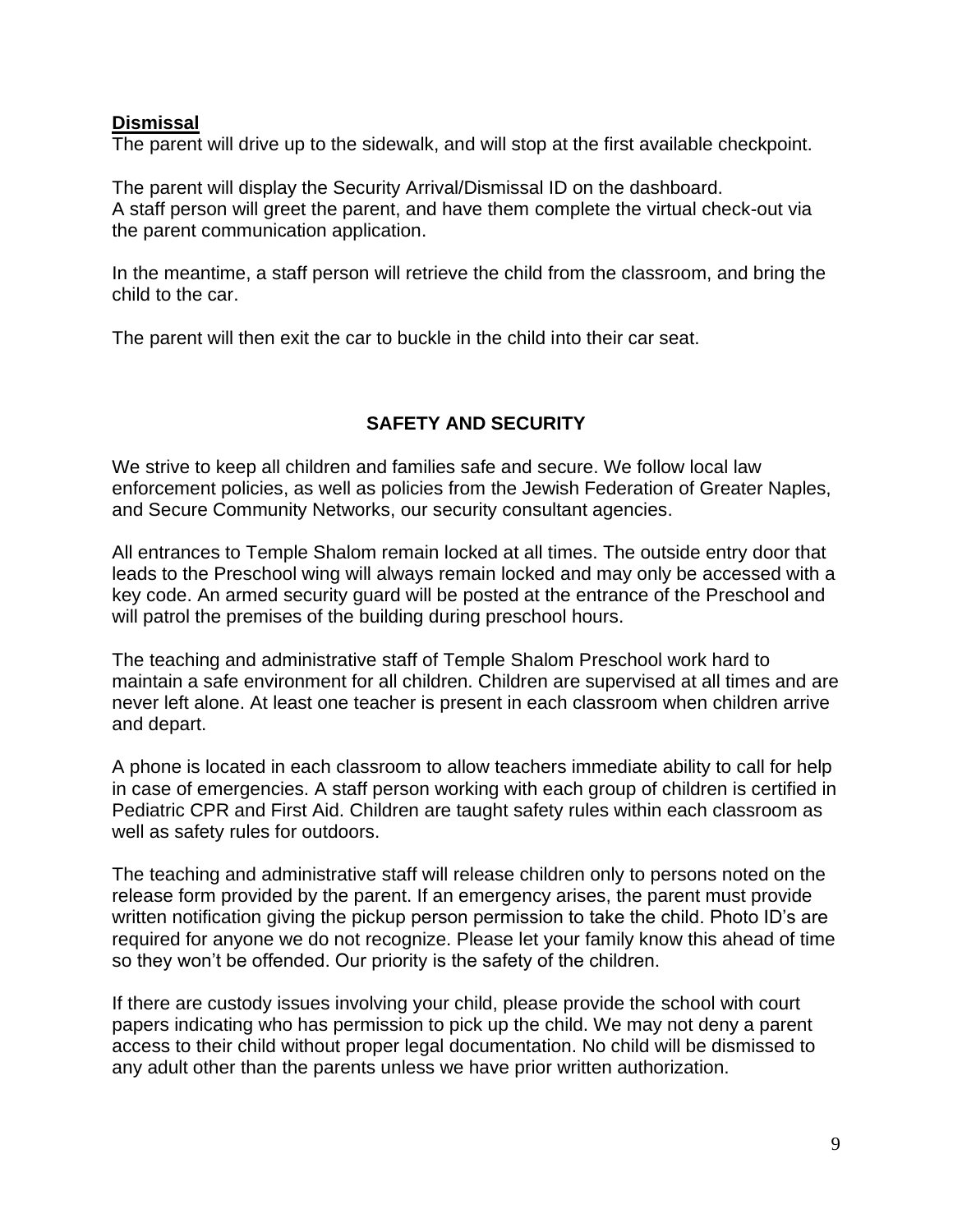## Dismissal

The parent will drive up to the sidewalk, and will stop at the first available checkpoint.

The parent will display the Security Arrival/Dismissal ID on the dashboard.
A staff person will greet the parent, and have them complete the virtual check-out via the parent communication application.

In the meantime, a staff person will retrieve the child from the classroom, and bring the child to the car.

The parent will then exit the car to buckle in the child into their car seat.

## SAFETY AND SECURITY

We strive to keep all children and families safe and secure. We follow local law enforcement policies, as well as policies from the Jewish Federation of Greater Naples, and Secure Community Networks, our security consultant agencies.

All entrances to Temple Shalom remain locked at all times. The outside entry door that leads to the Preschool wing will always remain locked and may only be accessed with a key code. An armed security guard will be posted at the entrance of the Preschool and will patrol the premises of the building during preschool hours.

The teaching and administrative staff of Temple Shalom Preschool work hard to maintain a safe environment for all children. Children are supervised at all times and are never left alone. At least one teacher is present in each classroom when children arrive and depart.

A phone is located in each classroom to allow teachers immediate ability to call for help in case of emergencies. A staff person working with each group of children is certified in Pediatric CPR and First Aid. Children are taught safety rules within each classroom as well as safety rules for outdoors.

The teaching and administrative staff will release children only to persons noted on the release form provided by the parent. If an emergency arises, the parent must provide written notification giving the pickup person permission to take the child. Photo ID's are required for anyone we do not recognize. Please let your family know this ahead of time so they won't be offended. Our priority is the safety of the children.

If there are custody issues involving your child, please provide the school with court papers indicating who has permission to pick up the child. We may not deny a parent access to their child without proper legal documentation. No child will be dismissed to any adult other than the parents unless we have prior written authorization.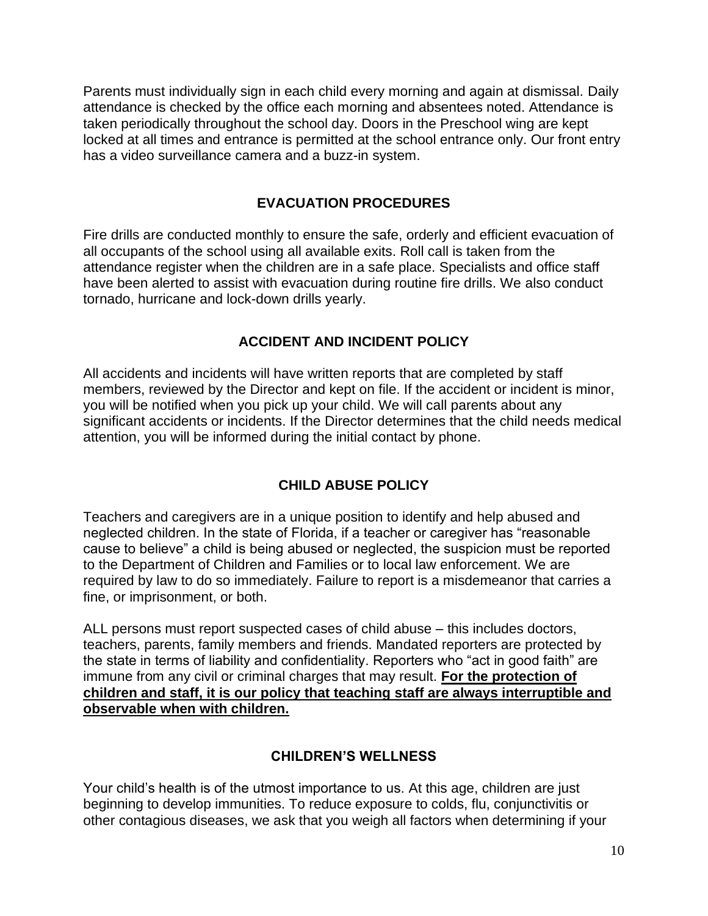Parents must individually sign in each child every morning and again at dismissal. Daily attendance is checked by the office each morning and absentees noted. Attendance is taken periodically throughout the school day. Doors in the Preschool wing are kept locked at all times and entrance is permitted at the school entrance only. Our front entry has a video surveillance camera and a buzz-in system.

## EVACUATION PROCEDURES

Fire drills are conducted monthly to ensure the safe, orderly and efficient evacuation of all occupants of the school using all available exits. Roll call is taken from the attendance register when the children are in a safe place. Specialists and office staff have been alerted to assist with evacuation during routine fire drills. We also conduct tornado, hurricane and lock-down drills yearly.

## ACCIDENT AND INCIDENT POLICY

All accidents and incidents will have written reports that are completed by staff members, reviewed by the Director and kept on file. If the accident or incident is minor, you will be notified when you pick up your child. We will call parents about any significant accidents or incidents. If the Director determines that the child needs medical attention, you will be informed during the initial contact by phone.

## CHILD ABUSE POLICY

Teachers and caregivers are in a unique position to identify and help abused and neglected children. In the state of Florida, if a teacher or caregiver has "reasonable cause to believe" a child is being abused or neglected, the suspicion must be reported to the Department of Children and Families or to local law enforcement. We are required by law to do so immediately. Failure to report is a misdemeanor that carries a fine, or imprisonment, or both.

ALL persons must report suspected cases of child abuse – this includes doctors, teachers, parents, family members and friends. Mandated reporters are protected by the state in terms of liability and confidentiality. Reporters who "act in good faith" are immune from any civil or criminal charges that may result. <u>**For the protection of children and staff, it is our policy that teaching staff are always interruptible and observable when with children.**</u>

## CHILDREN'S WELLNESS

Your child's health is of the utmost importance to us. At this age, children are just beginning to develop immunities. To reduce exposure to colds, flu, conjunctivitis or other contagious diseases, we ask that you weigh all factors when determining if your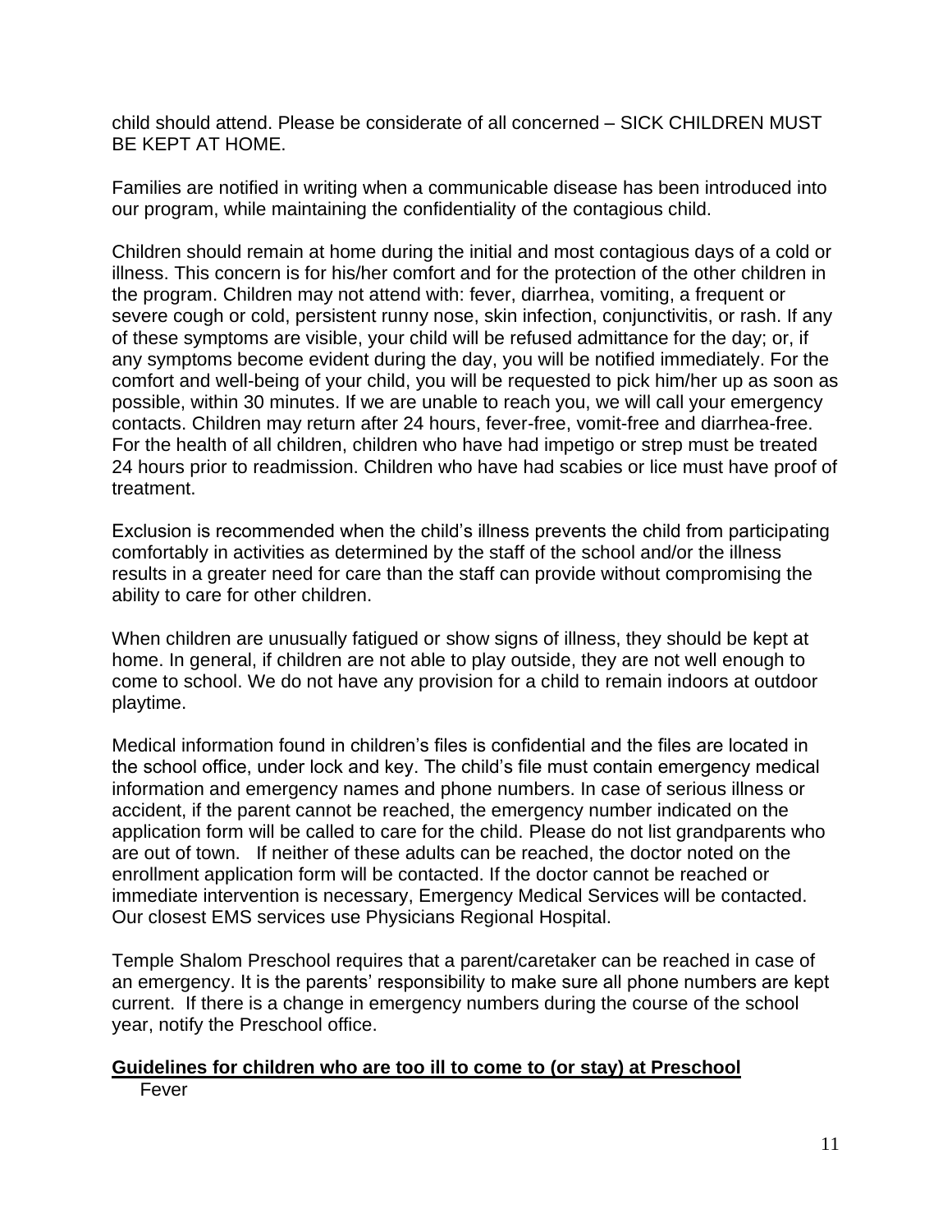child should attend. Please be considerate of all concerned – SICK CHILDREN MUST BE KEPT AT HOME.

Families are notified in writing when a communicable disease has been introduced into our program, while maintaining the confidentiality of the contagious child.

Children should remain at home during the initial and most contagious days of a cold or illness. This concern is for his/her comfort and for the protection of the other children in the program. Children may not attend with: fever, diarrhea, vomiting, a frequent or severe cough or cold, persistent runny nose, skin infection, conjunctivitis, or rash. If any of these symptoms are visible, your child will be refused admittance for the day; or, if any symptoms become evident during the day, you will be notified immediately. For the comfort and well-being of your child, you will be requested to pick him/her up as soon as possible, within 30 minutes. If we are unable to reach you, we will call your emergency contacts. Children may return after 24 hours, fever-free, vomit-free and diarrhea-free. For the health of all children, children who have had impetigo or strep must be treated 24 hours prior to readmission. Children who have had scabies or lice must have proof of treatment.

Exclusion is recommended when the child's illness prevents the child from participating comfortably in activities as determined by the staff of the school and/or the illness results in a greater need for care than the staff can provide without compromising the ability to care for other children.

When children are unusually fatigued or show signs of illness, they should be kept at home. In general, if children are not able to play outside, they are not well enough to come to school. We do not have any provision for a child to remain indoors at outdoor playtime.

Medical information found in children's files is confidential and the files are located in the school office, under lock and key. The child's file must contain emergency medical information and emergency names and phone numbers. In case of serious illness or accident, if the parent cannot be reached, the emergency number indicated on the application form will be called to care for the child. Please do not list grandparents who are out of town. If neither of these adults can be reached, the doctor noted on the enrollment application form will be contacted. If the doctor cannot be reached or immediate intervention is necessary, Emergency Medical Services will be contacted. Our closest EMS services use Physicians Regional Hospital.

Temple Shalom Preschool requires that a parent/caretaker can be reached in case of an emergency. It is the parents' responsibility to make sure all phone numbers are kept current. If there is a change in emergency numbers during the course of the school year, notify the Preschool office.

**Guidelines for children who are too ill to come to (or stay) at Preschool**

Fever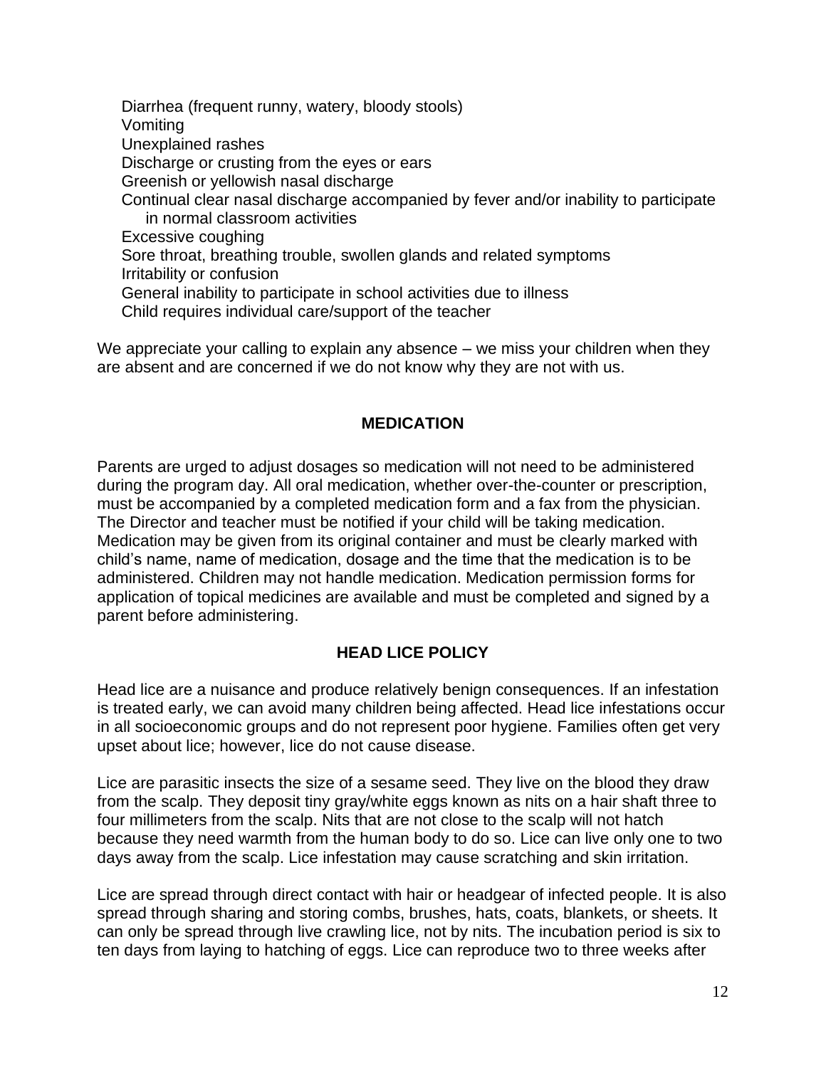- Diarrhea (frequent runny, watery, bloody stools)
- Vomiting
- Unexplained rashes
- Discharge or crusting from the eyes or ears
- Greenish or yellowish nasal discharge
- Continual clear nasal discharge accompanied by fever and/or inability to participate in normal classroom activities
- Excessive coughing
- Sore throat, breathing trouble, swollen glands and related symptoms
- Irritability or confusion
- General inability to participate in school activities due to illness
- Child requires individual care/support of the teacher

We appreciate your calling to explain any absence – we miss your children when they are absent and are concerned if we do not know why they are not with us.

## MEDICATION

Parents are urged to adjust dosages so medication will not need to be administered during the program day. All oral medication, whether over-the-counter or prescription, must be accompanied by a completed medication form and a fax from the physician. The Director and teacher must be notified if your child will be taking medication. Medication may be given from its original container and must be clearly marked with child's name, name of medication, dosage and the time that the medication is to be administered. Children may not handle medication. Medication permission forms for application of topical medicines are available and must be completed and signed by a parent before administering.

## HEAD LICE POLICY

Head lice are a nuisance and produce relatively benign consequences. If an infestation is treated early, we can avoid many children being affected. Head lice infestations occur in all socioeconomic groups and do not represent poor hygiene. Families often get very upset about lice; however, lice do not cause disease.

Lice are parasitic insects the size of a sesame seed. They live on the blood they draw from the scalp. They deposit tiny gray/white eggs known as nits on a hair shaft three to four millimeters from the scalp. Nits that are not close to the scalp will not hatch because they need warmth from the human body to do so. Lice can live only one to two days away from the scalp. Lice infestation may cause scratching and skin irritation.

Lice are spread through direct contact with hair or headgear of infected people. It is also spread through sharing and storing combs, brushes, hats, coats, blankets, or sheets. It can only be spread through live crawling lice, not by nits. The incubation period is six to ten days from laying to hatching of eggs. Lice can reproduce two to three weeks after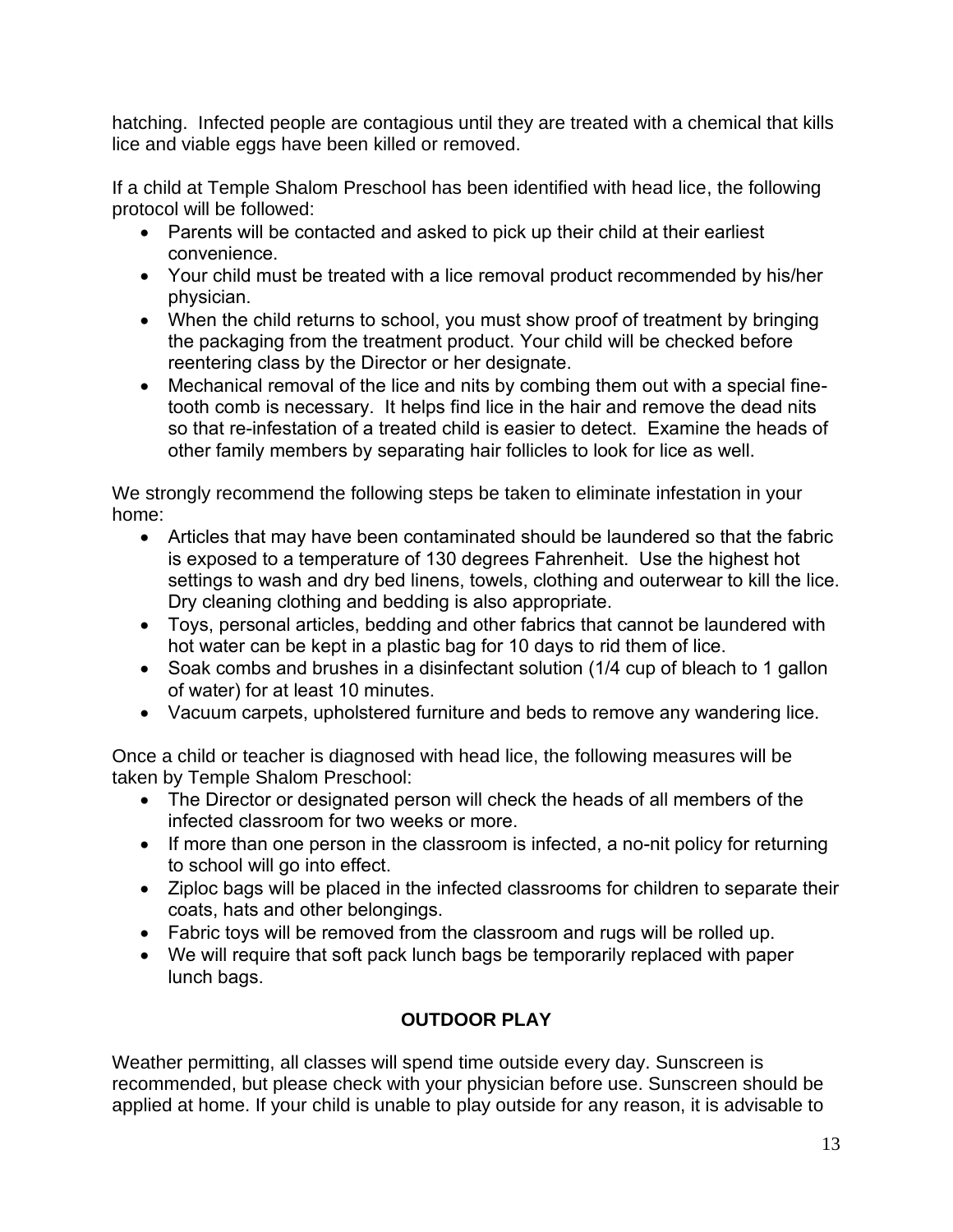hatching. Infected people are contagious until they are treated with a chemical that kills lice and viable eggs have been killed or removed.

If a child at Temple Shalom Preschool has been identified with head lice, the following protocol will be followed:

- Parents will be contacted and asked to pick up their child at their earliest convenience.
- Your child must be treated with a lice removal product recommended by his/her physician.
- When the child returns to school, you must show proof of treatment by bringing the packaging from the treatment product. Your child will be checked before reentering class by the Director or her designate.
- Mechanical removal of the lice and nits by combing them out with a special fine-tooth comb is necessary. It helps find lice in the hair and remove the dead nits so that re-infestation of a treated child is easier to detect. Examine the heads of other family members by separating hair follicles to look for lice as well.

We strongly recommend the following steps be taken to eliminate infestation in your home:

- Articles that may have been contaminated should be laundered so that the fabric is exposed to a temperature of 130 degrees Fahrenheit. Use the highest hot settings to wash and dry bed linens, towels, clothing and outerwear to kill the lice. Dry cleaning clothing and bedding is also appropriate.
- Toys, personal articles, bedding and other fabrics that cannot be laundered with hot water can be kept in a plastic bag for 10 days to rid them of lice.
- Soak combs and brushes in a disinfectant solution (1/4 cup of bleach to 1 gallon of water) for at least 10 minutes.
- Vacuum carpets, upholstered furniture and beds to remove any wandering lice.

Once a child or teacher is diagnosed with head lice, the following measures will be taken by Temple Shalom Preschool:

- The Director or designated person will check the heads of all members of the infected classroom for two weeks or more.
- If more than one person in the classroom is infected, a no-nit policy for returning to school will go into effect.
- Ziploc bags will be placed in the infected classrooms for children to separate their coats, hats and other belongings.
- Fabric toys will be removed from the classroom and rugs will be rolled up.
- We will require that soft pack lunch bags be temporarily replaced with paper lunch bags.

## OUTDOOR PLAY

Weather permitting, all classes will spend time outside every day. Sunscreen is recommended, but please check with your physician before use. Sunscreen should be applied at home. If your child is unable to play outside for any reason, it is advisable to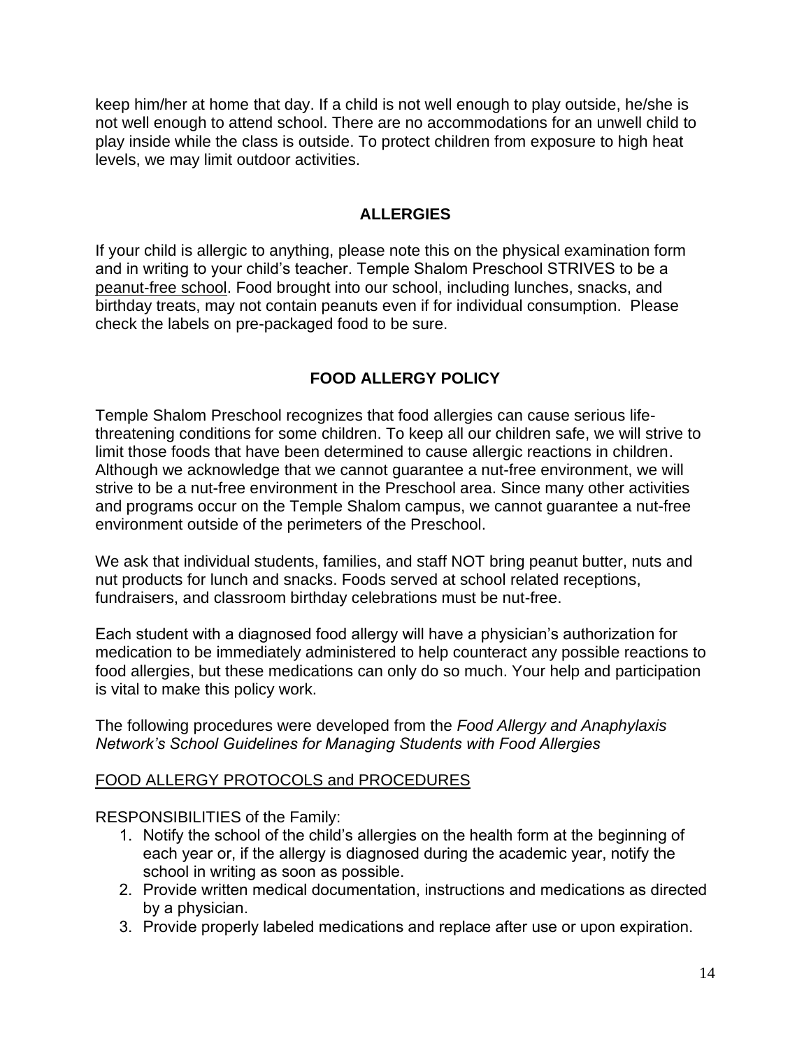keep him/her at home that day. If a child is not well enough to play outside, he/she is not well enough to attend school. There are no accommodations for an unwell child to play inside while the class is outside. To protect children from exposure to high heat levels, we may limit outdoor activities.

## ALLERGIES

If your child is allergic to anything, please note this on the physical examination form and in writing to your child's teacher. Temple Shalom Preschool STRIVES to be a <u>peanut-free school</u>. Food brought into our school, including lunches, snacks, and birthday treats, may not contain peanuts even if for individual consumption. Please check the labels on pre-packaged food to be sure.

## FOOD ALLERGY POLICY

Temple Shalom Preschool recognizes that food allergies can cause serious life-threatening conditions for some children. To keep all our children safe, we will strive to limit those foods that have been determined to cause allergic reactions in children. Although we acknowledge that we cannot guarantee a nut-free environment, we will strive to be a nut-free environment in the Preschool area. Since many other activities and programs occur on the Temple Shalom campus, we cannot guarantee a nut-free environment outside of the perimeters of the Preschool.

We ask that individual students, families, and staff NOT bring peanut butter, nuts and nut products for lunch and snacks. Foods served at school related receptions, fundraisers, and classroom birthday celebrations must be nut-free.

Each student with a diagnosed food allergy will have a physician's authorization for medication to be immediately administered to help counteract any possible reactions to food allergies, but these medications can only do so much. Your help and participation is vital to make this policy work.

The following procedures were developed from the *Food Allergy and Anaphylaxis Network's School Guidelines for Managing Students with Food Allergies*

<u>FOOD ALLERGY PROTOCOLS and PROCEDURES</u>

RESPONSIBILITIES of the Family:

1. Notify the school of the child's allergies on the health form at the beginning of each year or, if the allergy is diagnosed during the academic year, notify the school in writing as soon as possible.
2. Provide written medical documentation, instructions and medications as directed by a physician.
3. Provide properly labeled medications and replace after use or upon expiration.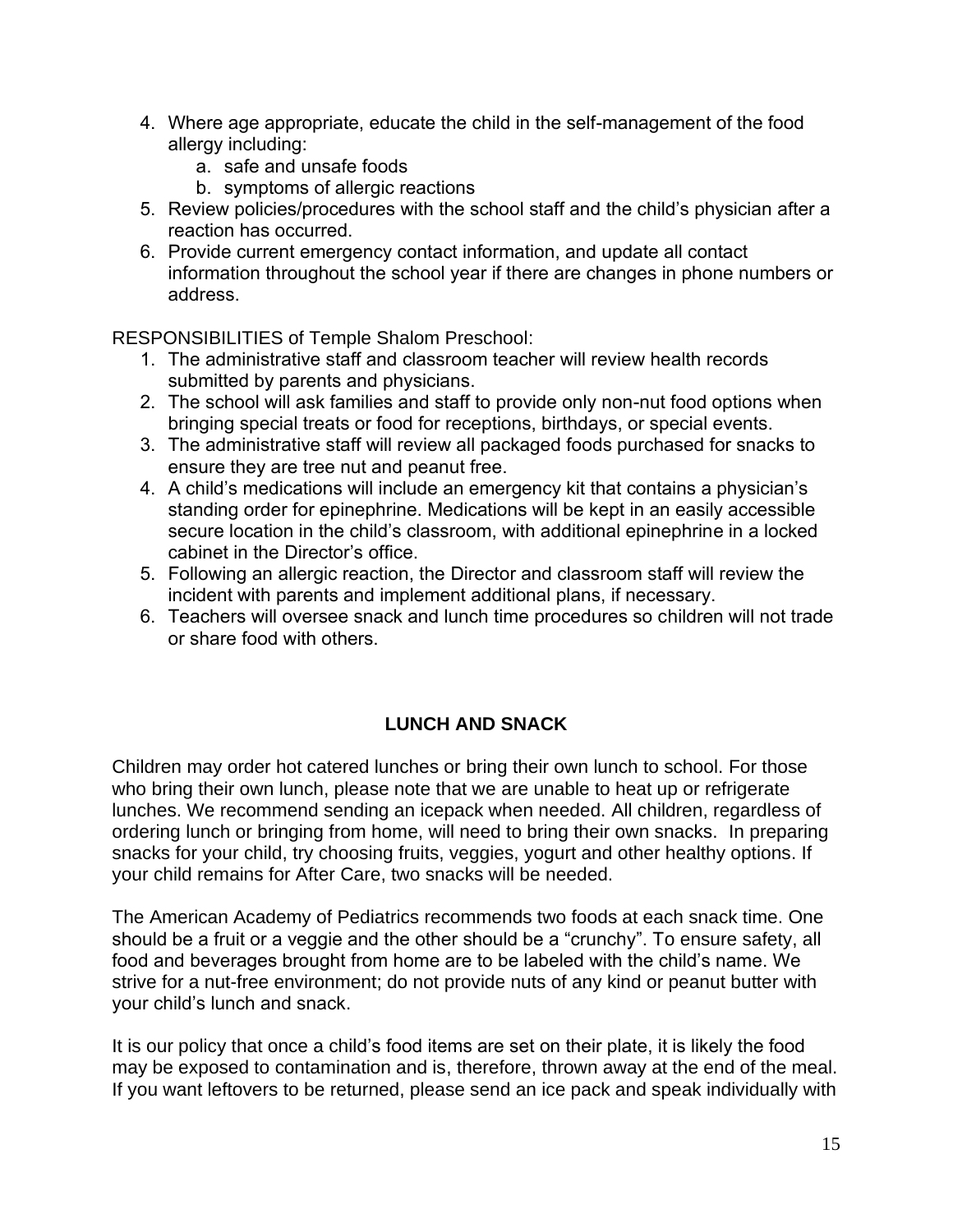4. Where age appropriate, educate the child in the self-management of the food allergy including:
   a. safe and unsafe foods
   b. symptoms of allergic reactions
5. Review policies/procedures with the school staff and the child's physician after a reaction has occurred.
6. Provide current emergency contact information, and update all contact information throughout the school year if there are changes in phone numbers or address.

RESPONSIBILITIES of Temple Shalom Preschool:

1. The administrative staff and classroom teacher will review health records submitted by parents and physicians.
2. The school will ask families and staff to provide only non-nut food options when bringing special treats or food for receptions, birthdays, or special events.
3. The administrative staff will review all packaged foods purchased for snacks to ensure they are tree nut and peanut free.
4. A child's medications will include an emergency kit that contains a physician's standing order for epinephrine. Medications will be kept in an easily accessible secure location in the child's classroom, with additional epinephrine in a locked cabinet in the Director's office.
5. Following an allergic reaction, the Director and classroom staff will review the incident with parents and implement additional plans, if necessary.
6. Teachers will oversee snack and lunch time procedures so children will not trade or share food with others.

## LUNCH AND SNACK

Children may order hot catered lunches or bring their own lunch to school. For those who bring their own lunch, please note that we are unable to heat up or refrigerate lunches. We recommend sending an icepack when needed. All children, regardless of ordering lunch or bringing from home, will need to bring their own snacks. In preparing snacks for your child, try choosing fruits, veggies, yogurt and other healthy options. If your child remains for After Care, two snacks will be needed.

The American Academy of Pediatrics recommends two foods at each snack time. One should be a fruit or a veggie and the other should be a "crunchy". To ensure safety, all food and beverages brought from home are to be labeled with the child's name. We strive for a nut-free environment; do not provide nuts of any kind or peanut butter with your child's lunch and snack.

It is our policy that once a child's food items are set on their plate, it is likely the food may be exposed to contamination and is, therefore, thrown away at the end of the meal. If you want leftovers to be returned, please send an ice pack and speak individually with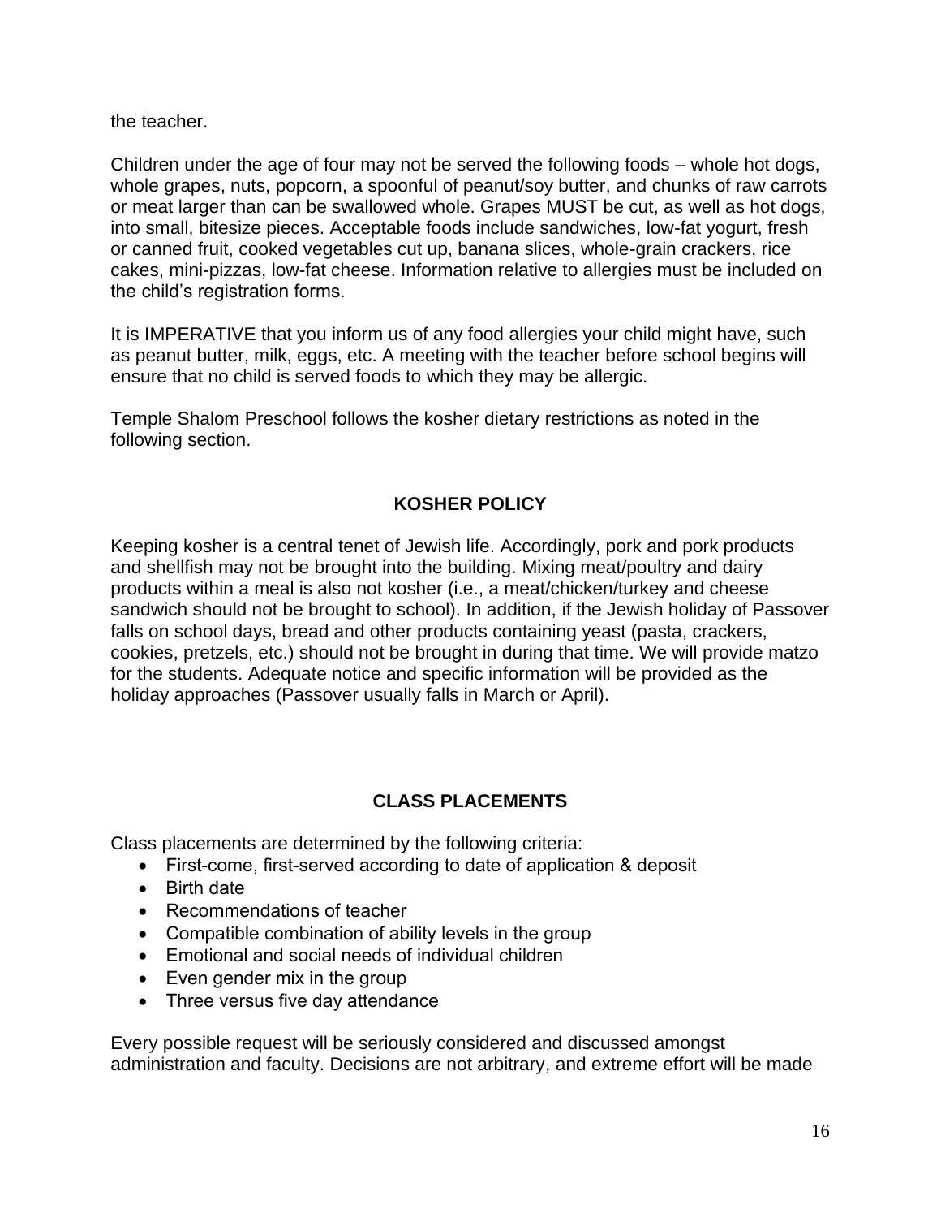the teacher.

Children under the age of four may not be served the following foods – whole hot dogs, whole grapes, nuts, popcorn, a spoonful of peanut/soy butter, and chunks of raw carrots or meat larger than can be swallowed whole. Grapes MUST be cut, as well as hot dogs, into small, bitesize pieces. Acceptable foods include sandwiches, low-fat yogurt, fresh or canned fruit, cooked vegetables cut up, banana slices, whole-grain crackers, rice cakes, mini-pizzas, low-fat cheese. Information relative to allergies must be included on the child's registration forms.

It is IMPERATIVE that you inform us of any food allergies your child might have, such as peanut butter, milk, eggs, etc. A meeting with the teacher before school begins will ensure that no child is served foods to which they may be allergic.

Temple Shalom Preschool follows the kosher dietary restrictions as noted in the following section.

## KOSHER POLICY

Keeping kosher is a central tenet of Jewish life. Accordingly, pork and pork products and shellfish may not be brought into the building. Mixing meat/poultry and dairy products within a meal is also not kosher (i.e., a meat/chicken/turkey and cheese sandwich should not be brought to school). In addition, if the Jewish holiday of Passover falls on school days, bread and other products containing yeast (pasta, crackers, cookies, pretzels, etc.) should not be brought in during that time. We will provide matzo for the students. Adequate notice and specific information will be provided as the holiday approaches (Passover usually falls in March or April).

## CLASS PLACEMENTS

Class placements are determined by the following criteria:

- First-come, first-served according to date of application & deposit
- Birth date
- Recommendations of teacher
- Compatible combination of ability levels in the group
- Emotional and social needs of individual children
- Even gender mix in the group
- Three versus five day attendance

Every possible request will be seriously considered and discussed amongst administration and faculty. Decisions are not arbitrary, and extreme effort will be made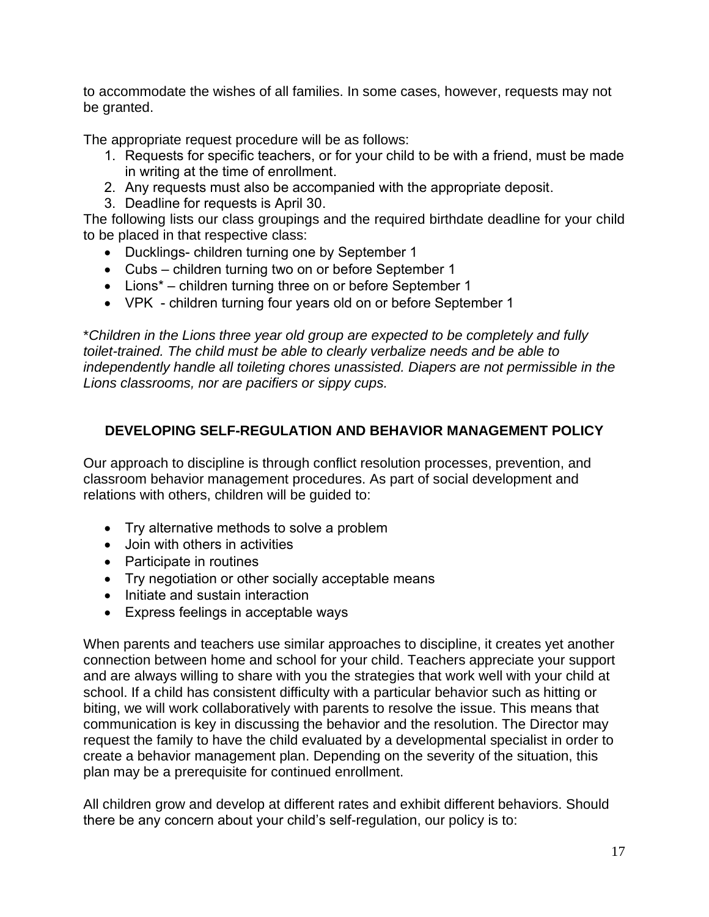to accommodate the wishes of all families. In some cases, however, requests may not be granted.

The appropriate request procedure will be as follows:

1. Requests for specific teachers, or for your child to be with a friend, must be made in writing at the time of enrollment.
2. Any requests must also be accompanied with the appropriate deposit.
3. Deadline for requests is April 30.

The following lists our class groupings and the required birthdate deadline for your child to be placed in that respective class:

- Ducklings- children turning one by September 1
- Cubs – children turning two on or before September 1
- Lions* – children turning three on or before September 1
- VPK - children turning four years old on or before September 1

**Children in the Lions three year old group are expected to be completely and fully toilet-trained. The child must be able to clearly verbalize needs and be able to independently handle all toileting chores unassisted. Diapers are not permissible in the Lions classrooms, nor are pacifiers or sippy cups.*

## DEVELOPING SELF-REGULATION AND BEHAVIOR MANAGEMENT POLICY

Our approach to discipline is through conflict resolution processes, prevention, and classroom behavior management procedures. As part of social development and relations with others, children will be guided to:

- Try alternative methods to solve a problem
- Join with others in activities
- Participate in routines
- Try negotiation or other socially acceptable means
- Initiate and sustain interaction
- Express feelings in acceptable ways

When parents and teachers use similar approaches to discipline, it creates yet another connection between home and school for your child. Teachers appreciate your support and are always willing to share with you the strategies that work well with your child at school. If a child has consistent difficulty with a particular behavior such as hitting or biting, we will work collaboratively with parents to resolve the issue. This means that communication is key in discussing the behavior and the resolution. The Director may request the family to have the child evaluated by a developmental specialist in order to create a behavior management plan. Depending on the severity of the situation, this plan may be a prerequisite for continued enrollment.

All children grow and develop at different rates and exhibit different behaviors. Should there be any concern about your child's self-regulation, our policy is to: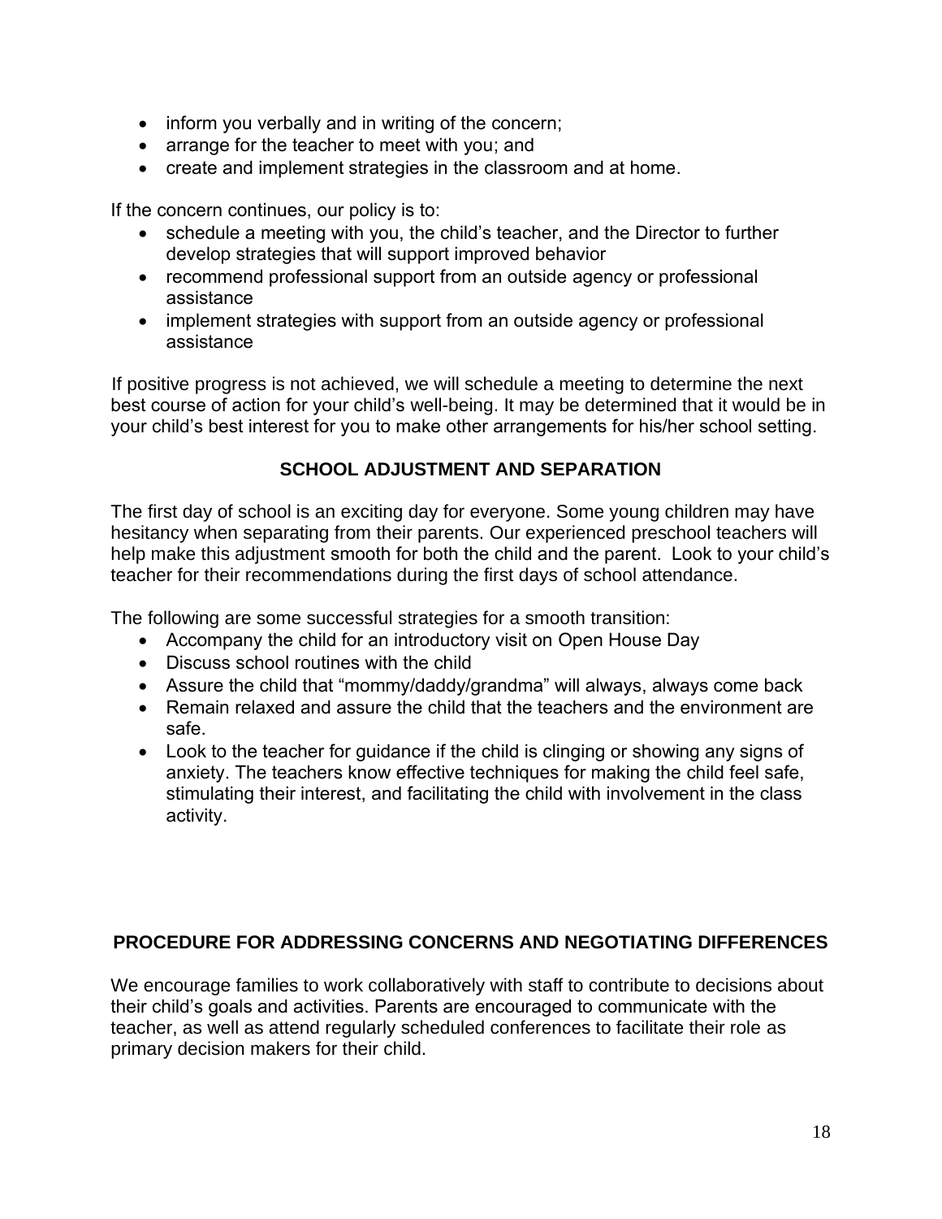- inform you verbally and in writing of the concern;
- arrange for the teacher to meet with you; and
- create and implement strategies in the classroom and at home.

If the concern continues, our policy is to:

- schedule a meeting with you, the child's teacher, and the Director to further develop strategies that will support improved behavior
- recommend professional support from an outside agency or professional assistance
- implement strategies with support from an outside agency or professional assistance

If positive progress is not achieved, we will schedule a meeting to determine the next best course of action for your child's well-being. It may be determined that it would be in your child's best interest for you to make other arrangements for his/her school setting.

## SCHOOL ADJUSTMENT AND SEPARATION

The first day of school is an exciting day for everyone. Some young children may have hesitancy when separating from their parents. Our experienced preschool teachers will help make this adjustment smooth for both the child and the parent. Look to your child's teacher for their recommendations during the first days of school attendance.

The following are some successful strategies for a smooth transition:

- Accompany the child for an introductory visit on Open House Day
- Discuss school routines with the child
- Assure the child that "mommy/daddy/grandma" will always, always come back
- Remain relaxed and assure the child that the teachers and the environment are safe.
- Look to the teacher for guidance if the child is clinging or showing any signs of anxiety. The teachers know effective techniques for making the child feel safe, stimulating their interest, and facilitating the child with involvement in the class activity.

## PROCEDURE FOR ADDRESSING CONCERNS AND NEGOTIATING DIFFERENCES

We encourage families to work collaboratively with staff to contribute to decisions about their child's goals and activities. Parents are encouraged to communicate with the teacher, as well as attend regularly scheduled conferences to facilitate their role as primary decision makers for their child.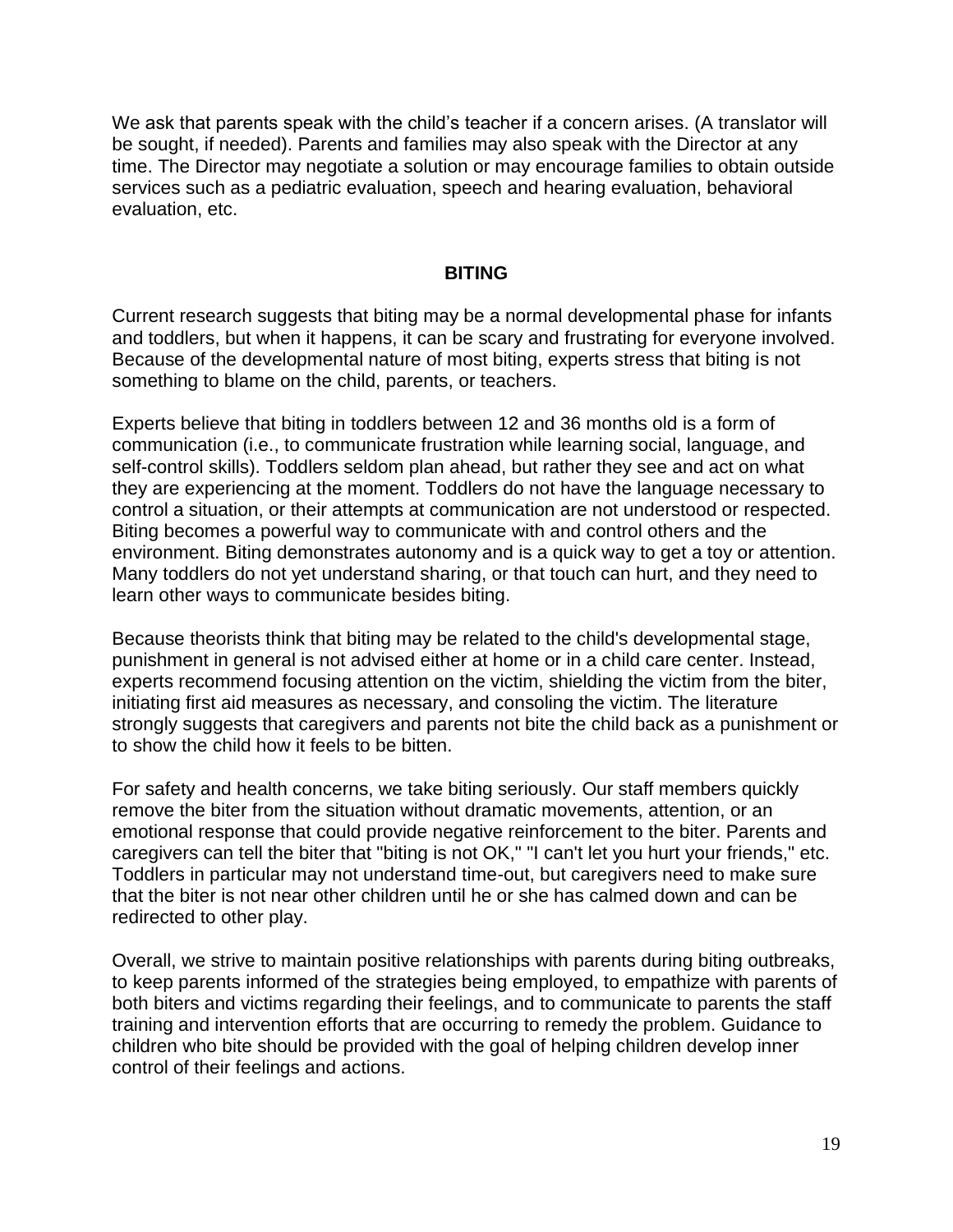We ask that parents speak with the child’s teacher if a concern arises. (A translator will be sought, if needed). Parents and families may also speak with the Director at any time. The Director may negotiate a solution or may encourage families to obtain outside services such as a pediatric evaluation, speech and hearing evaluation, behavioral evaluation, etc.

## BITING

Current research suggests that biting may be a normal developmental phase for infants and toddlers, but when it happens, it can be scary and frustrating for everyone involved. Because of the developmental nature of most biting, experts stress that biting is not something to blame on the child, parents, or teachers.

Experts believe that biting in toddlers between 12 and 36 months old is a form of communication (i.e., to communicate frustration while learning social, language, and self-control skills). Toddlers seldom plan ahead, but rather they see and act on what they are experiencing at the moment. Toddlers do not have the language necessary to control a situation, or their attempts at communication are not understood or respected. Biting becomes a powerful way to communicate with and control others and the environment. Biting demonstrates autonomy and is a quick way to get a toy or attention. Many toddlers do not yet understand sharing, or that touch can hurt, and they need to learn other ways to communicate besides biting.

Because theorists think that biting may be related to the child's developmental stage, punishment in general is not advised either at home or in a child care center. Instead, experts recommend focusing attention on the victim, shielding the victim from the biter, initiating first aid measures as necessary, and consoling the victim. The literature strongly suggests that caregivers and parents not bite the child back as a punishment or to show the child how it feels to be bitten.

For safety and health concerns, we take biting seriously. Our staff members quickly remove the biter from the situation without dramatic movements, attention, or an emotional response that could provide negative reinforcement to the biter. Parents and caregivers can tell the biter that "biting is not OK," "I can't let you hurt your friends," etc. Toddlers in particular may not understand time-out, but caregivers need to make sure that the biter is not near other children until he or she has calmed down and can be redirected to other play.

Overall, we strive to maintain positive relationships with parents during biting outbreaks, to keep parents informed of the strategies being employed, to empathize with parents of both biters and victims regarding their feelings, and to communicate to parents the staff training and intervention efforts that are occurring to remedy the problem. Guidance to children who bite should be provided with the goal of helping children develop inner control of their feelings and actions.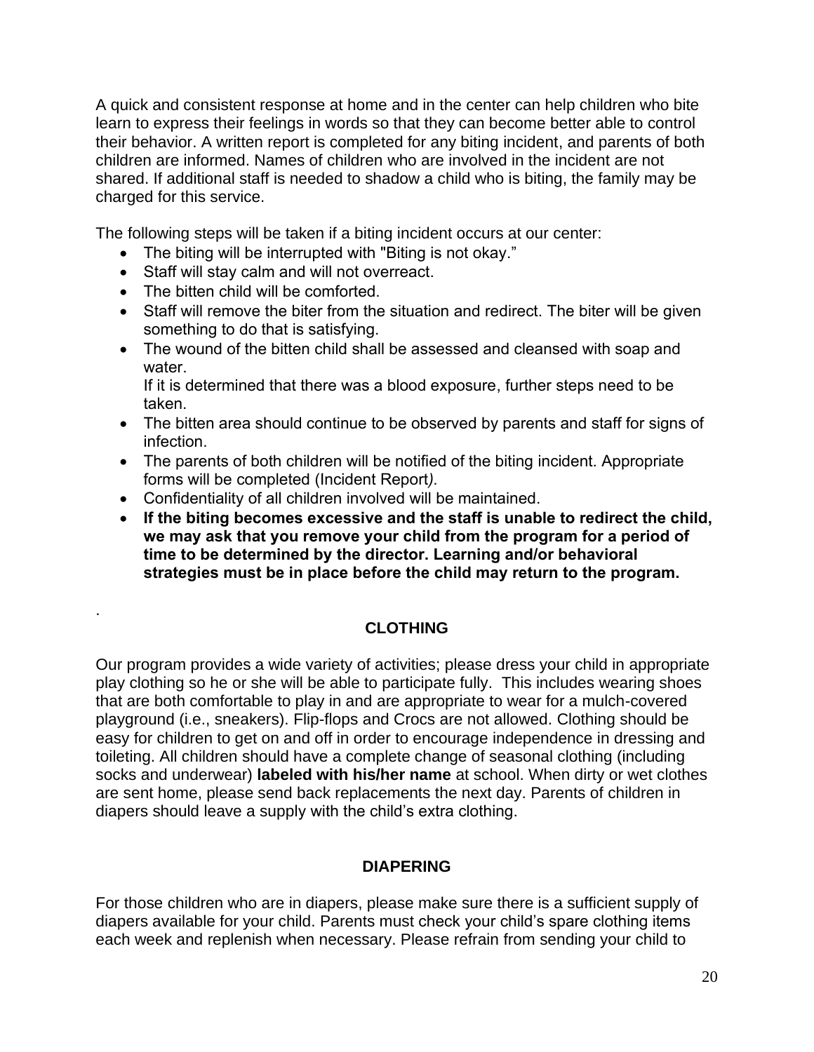A quick and consistent response at home and in the center can help children who bite learn to express their feelings in words so that they can become better able to control their behavior. A written report is completed for any biting incident, and parents of both children are informed. Names of children who are involved in the incident are not shared. If additional staff is needed to shadow a child who is biting, the family may be charged for this service.

The following steps will be taken if a biting incident occurs at our center:

- The biting will be interrupted with "Biting is not okay."
- Staff will stay calm and will not overreact.
- The bitten child will be comforted.
- Staff will remove the biter from the situation and redirect. The biter will be given something to do that is satisfying.
- The wound of the bitten child shall be assessed and cleansed with soap and water.
  If it is determined that there was a blood exposure, further steps need to be taken.
- The bitten area should continue to be observed by parents and staff for signs of infection.
- The parents of both children will be notified of the biting incident. Appropriate forms will be completed (Incident Report*).*
- Confidentiality of all children involved will be maintained.
- **If the biting becomes excessive and the staff is unable to redirect the child, we may ask that you remove your child from the program for a period of time to be determined by the director. Learning and/or behavioral strategies must be in place before the child may return to the program.**

.

## CLOTHING

Our program provides a wide variety of activities; please dress your child in appropriate play clothing so he or she will be able to participate fully. This includes wearing shoes that are both comfortable to play in and are appropriate to wear for a mulch-covered playground (i.e., sneakers). Flip-flops and Crocs are not allowed. Clothing should be easy for children to get on and off in order to encourage independence in dressing and toileting. All children should have a complete change of seasonal clothing (including socks and underwear) **labeled with his/her name** at school. When dirty or wet clothes are sent home, please send back replacements the next day. Parents of children in diapers should leave a supply with the child's extra clothing.

## DIAPERING

For those children who are in diapers, please make sure there is a sufficient supply of diapers available for your child. Parents must check your child's spare clothing items each week and replenish when necessary. Please refrain from sending your child to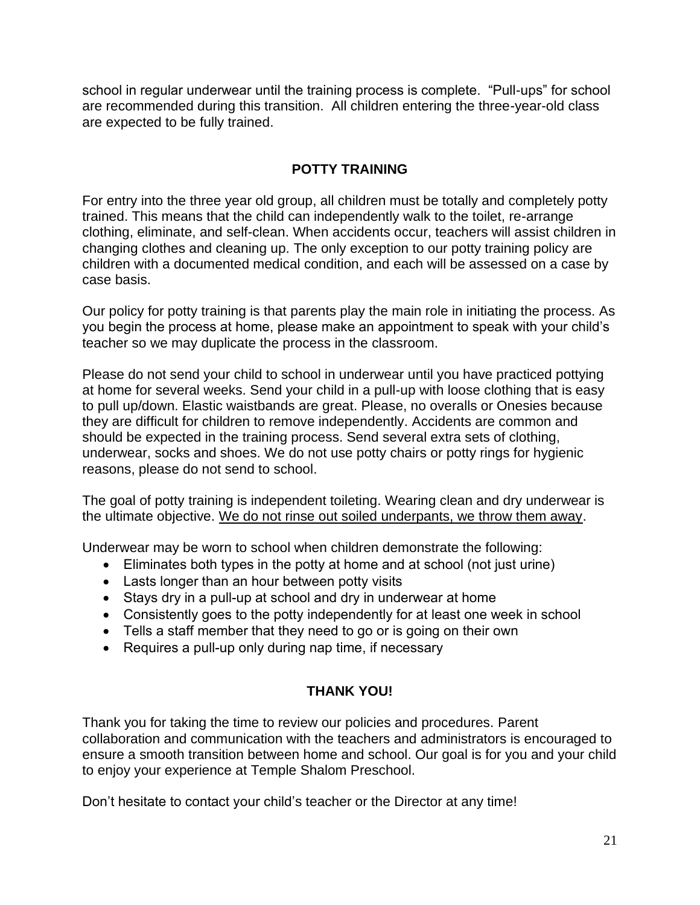school in regular underwear until the training process is complete. "Pull-ups" for school are recommended during this transition. All children entering the three-year-old class are expected to be fully trained.

## POTTY TRAINING

For entry into the three year old group, all children must be totally and completely potty trained. This means that the child can independently walk to the toilet, re-arrange clothing, eliminate, and self-clean. When accidents occur, teachers will assist children in changing clothes and cleaning up. The only exception to our potty training policy are children with a documented medical condition, and each will be assessed on a case by case basis.

Our policy for potty training is that parents play the main role in initiating the process. As you begin the process at home, please make an appointment to speak with your child's teacher so we may duplicate the process in the classroom.

Please do not send your child to school in underwear until you have practiced pottying at home for several weeks. Send your child in a pull-up with loose clothing that is easy to pull up/down. Elastic waistbands are great. Please, no overalls or Onesies because they are difficult for children to remove independently. Accidents are common and should be expected in the training process. Send several extra sets of clothing, underwear, socks and shoes. We do not use potty chairs or potty rings for hygienic reasons, please do not send to school.

The goal of potty training is independent toileting. Wearing clean and dry underwear is the ultimate objective. <u>We do not rinse out soiled underpants, we throw them away</u>.

Underwear may be worn to school when children demonstrate the following:

- Eliminates both types in the potty at home and at school (not just urine)
- Lasts longer than an hour between potty visits
- Stays dry in a pull-up at school and dry in underwear at home
- Consistently goes to the potty independently for at least one week in school
- Tells a staff member that they need to go or is going on their own
- Requires a pull-up only during nap time, if necessary

## THANK YOU!

Thank you for taking the time to review our policies and procedures. Parent collaboration and communication with the teachers and administrators is encouraged to ensure a smooth transition between home and school. Our goal is for you and your child to enjoy your experience at Temple Shalom Preschool.

Don't hesitate to contact your child's teacher or the Director at any time!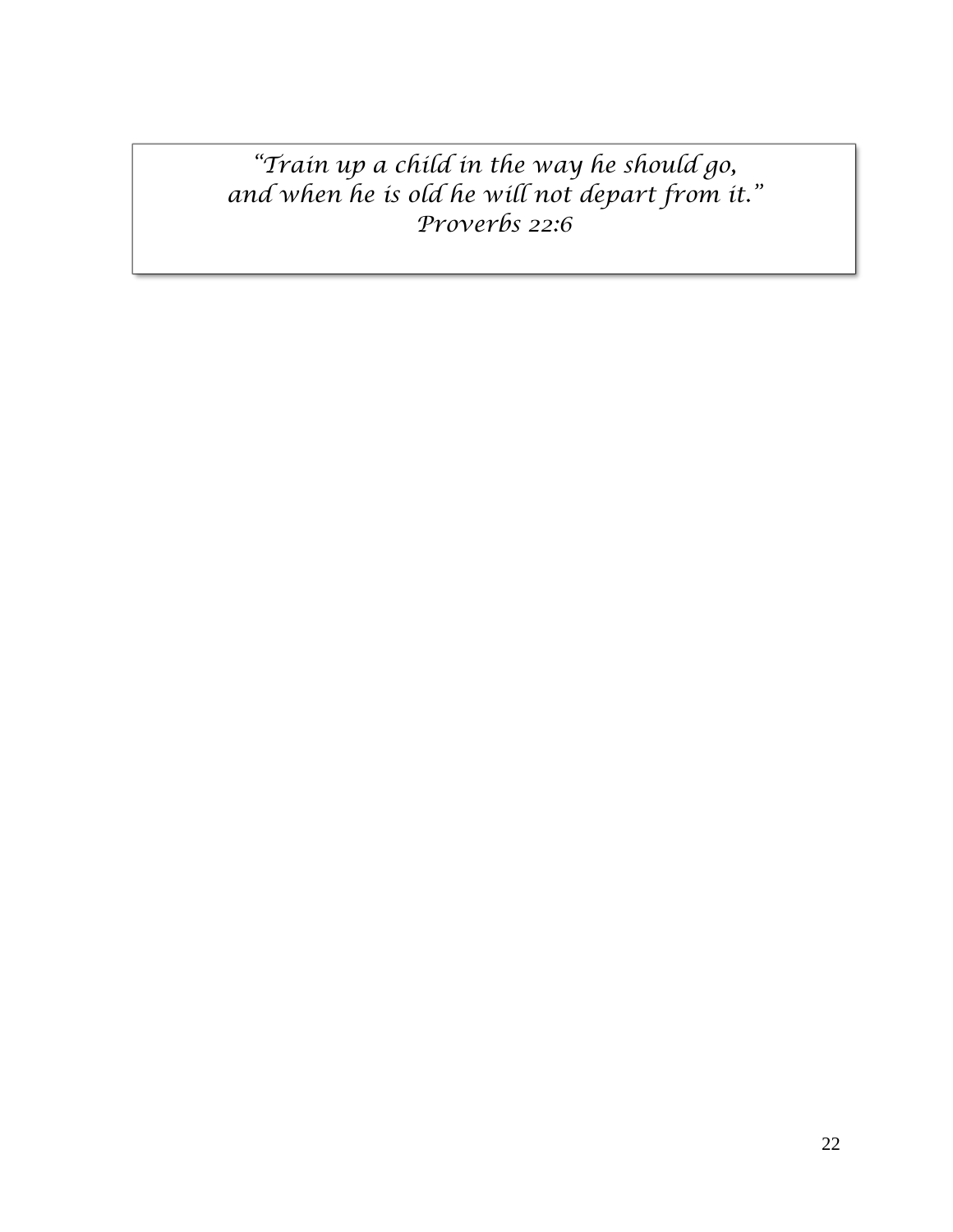*"Train up a child in the way he should go,*
*and when he is old he will not depart from it."*
*Proverbs 22:6*